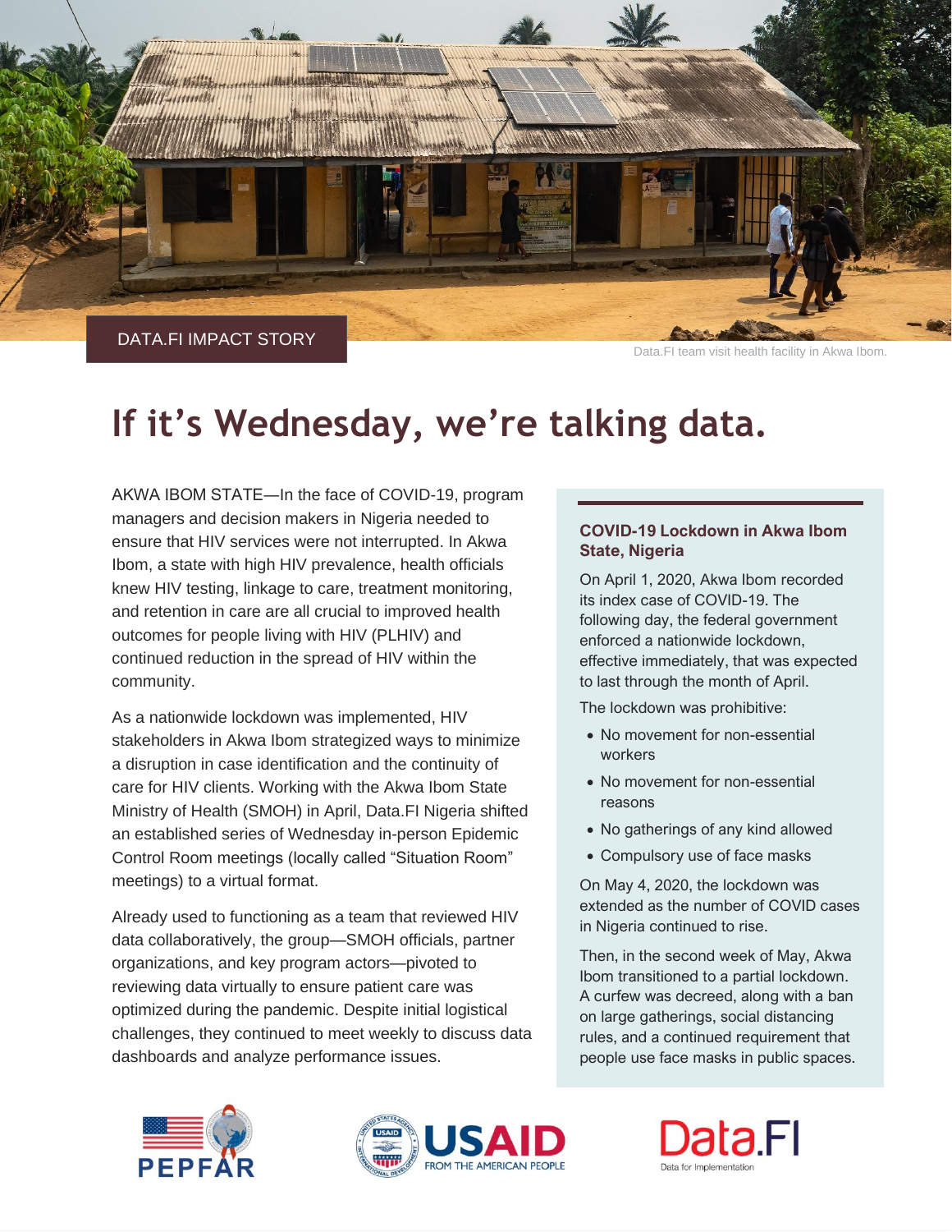DATA.FI IMPACT STORY

Data.FI team visit health facility in Akwa Ibom.

# If it's Wednesday, we're talking data.

AKWA IBOM STATE—In the face of COVID-19, program managers and decision makers in Nigeria needed to ensure that HIV services were not interrupted. In Akwa Ibom, a state with high HIV prevalence, health officials knew HIV testing, linkage to care, treatment monitoring, and retention in care are all crucial to improved health outcomes for people living with HIV (PLHIV) and continued reduction in the spread of HIV within the community.

As a nationwide lockdown was implemented, HIV stakeholders in Akwa Ibom strategized ways to minimize a disruption in case identification and the continuity of care for HIV clients. Working with the Akwa Ibom State Ministry of Health (SMOH) in April, Data.FI Nigeria shifted an established series of Wednesday in-person Epidemic Control Room meetings (locally called "Situation Room" meetings) to a virtual format.

Already used to functioning as a team that reviewed HIV data collaboratively, the group—SMOH officials, partner organizations, and key program actors—pivoted to reviewing data virtually to ensure patient care was optimized during the pandemic. Despite initial logistical challenges, they continued to meet weekly to discuss data dashboards and analyze performance issues.

### COVID-19 Lockdown in Akwa Ibom State, Nigeria

On April 1, 2020, Akwa Ibom recorded its index case of COVID-19. The following day, the federal government enforced a nationwide lockdown, effective immediately, that was expected to last through the month of April.

The lockdown was prohibitive:

- No movement for non-essential workers
- No movement for non-essential reasons
- No gatherings of any kind allowed
- Compulsory use of face masks

On May 4, 2020, the lockdown was extended as the number of COVID cases in Nigeria continued to rise.

Then, in the second week of May, Akwa Ibom transitioned to a partial lockdown. A curfew was decreed, along with a ban on large gatherings, social distancing rules, and a continued requirement that people use face masks in public spaces.

PEPFAR USAID FROM THE AMERICAN PEOPLE Data.FI Data for Implementation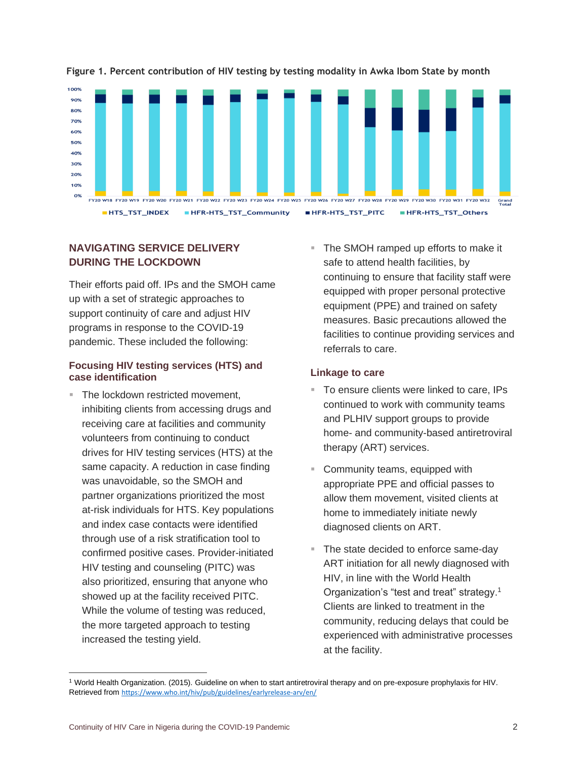**Figure 1. Percent contribution of HIV testing by testing modality in Awka Ibom State by month**

## NAVIGATING SERVICE DELIVERY DURING THE LOCKDOWN

Their efforts paid off. IPs and the SMOH came up with a set of strategic approaches to support continuity of care and adjust HIV programs in response to the COVID-19 pandemic. These included the following:

### Focusing HIV testing services (HTS) and case identification

- The lockdown restricted movement, inhibiting clients from accessing drugs and receiving care at facilities and community volunteers from continuing to conduct drives for HIV testing services (HTS) at the same capacity. A reduction in case finding was unavoidable, so the SMOH and partner organizations prioritized the most at-risk individuals for HTS. Key populations and index case contacts were identified through use of a risk stratification tool to confirmed positive cases. Provider-initiated HIV testing and counseling (PITC) was also prioritized, ensuring that anyone who showed up at the facility received PITC. While the volume of testing was reduced, the more targeted approach to testing increased the testing yield.
- The SMOH ramped up efforts to make it safe to attend health facilities, by continuing to ensure that facility staff were equipped with proper personal protective equipment (PPE) and trained on safety measures. Basic precautions allowed the facilities to continue providing services and referrals to care.

### Linkage to care

- To ensure clients were linked to care, IPs continued to work with community teams and PLHIV support groups to provide home- and community-based antiretroviral therapy (ART) services.
- Community teams, equipped with appropriate PPE and official passes to allow them movement, visited clients at home to immediately initiate newly diagnosed clients on ART.
- The state decided to enforce same-day ART initiation for all newly diagnosed with HIV, in line with the World Health Organization's "test and treat" strategy.[1] Clients are linked to treatment in the community, reducing delays that could be experienced with administrative processes at the facility.

---

[1] World Health Organization. (2015). Guideline on when to start antiretroviral therapy and on pre-exposure prophylaxis for HIV. Retrieved from https://www.who.int/hiv/pub/guidelines/earlyrelease-arv/en/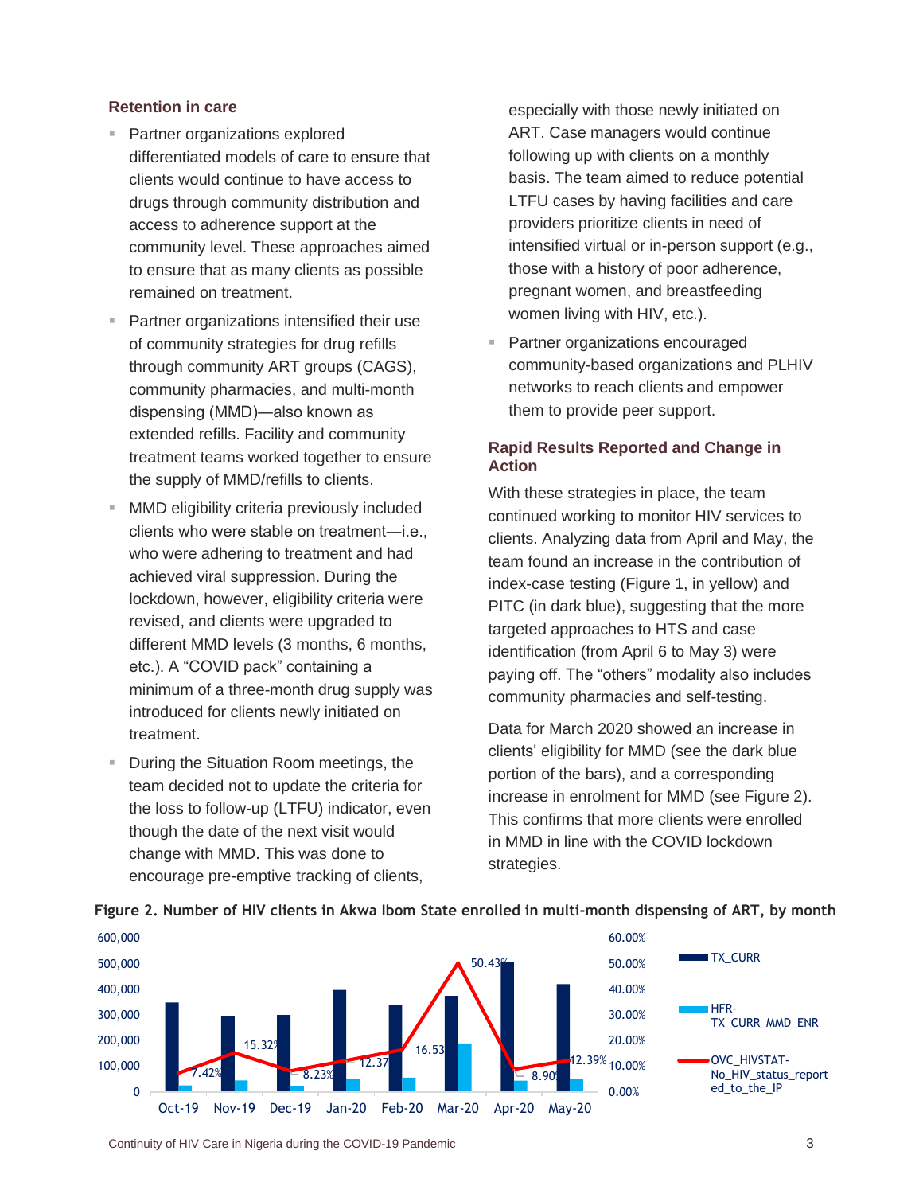### Retention in care

- Partner organizations explored differentiated models of care to ensure that clients would continue to have access to drugs through community distribution and access to adherence support at the community level. These approaches aimed to ensure that as many clients as possible remained on treatment.
- Partner organizations intensified their use of community strategies for drug refills through community ART groups (CAGS), community pharmacies, and multi-month dispensing (MMD)—also known as extended refills. Facility and community treatment teams worked together to ensure the supply of MMD/refills to clients.
- MMD eligibility criteria previously included clients who were stable on treatment—i.e., who were adhering to treatment and had achieved viral suppression. During the lockdown, however, eligibility criteria were revised, and clients were upgraded to different MMD levels (3 months, 6 months, etc.). A "COVID pack" containing a minimum of a three-month drug supply was introduced for clients newly initiated on treatment.
- During the Situation Room meetings, the team decided not to update the criteria for the loss to follow-up (LTFU) indicator, even though the date of the next visit would change with MMD. This was done to encourage pre-emptive tracking of clients, especially with those newly initiated on ART. Case managers would continue following up with clients on a monthly basis. The team aimed to reduce potential LTFU cases by having facilities and care providers prioritize clients in need of intensified virtual or in-person support (e.g., those with a history of poor adherence, pregnant women, and breastfeeding women living with HIV, etc.).
- Partner organizations encouraged community-based organizations and PLHIV networks to reach clients and empower them to provide peer support.

### Rapid Results Reported and Change in Action

With these strategies in place, the team continued working to monitor HIV services to clients. Analyzing data from April and May, the team found an increase in the contribution of index-case testing (Figure 1, in yellow) and PITC (in dark blue), suggesting that the more targeted approaches to HTS and case identification (from April 6 to May 3) were paying off. The "others" modality also includes community pharmacies and self-testing.

Data for March 2020 showed an increase in clients' eligibility for MMD (see the dark blue portion of the bars), and a corresponding increase in enrolment for MMD (see Figure 2). This confirms that more clients were enrolled in MMD in line with the COVID lockdown strategies.

**Figure 2. Number of HIV clients in Akwa Ibom State enrolled in multi-month dispensing of ART, by month**

| Month | OVC_HIVSTAT-No_HIV_status_reported_to_the_IP |
|---|---|
| Oct-19 | 7.42% |
| Nov-19 | 15.32% |
| Dec-19 | 8.23% |
| Jan-20 | 12.37% |
| Feb-20 | 16.53% |
| Mar-20 | 50.43% |
| Apr-20 | 8.90% |
| May-20 | 12.39% |

Legend: TX_CURR; HFR-TX_CURR_MMD_ENR; OVC_HIVSTAT-No_HIV_status_reported_to_the_IP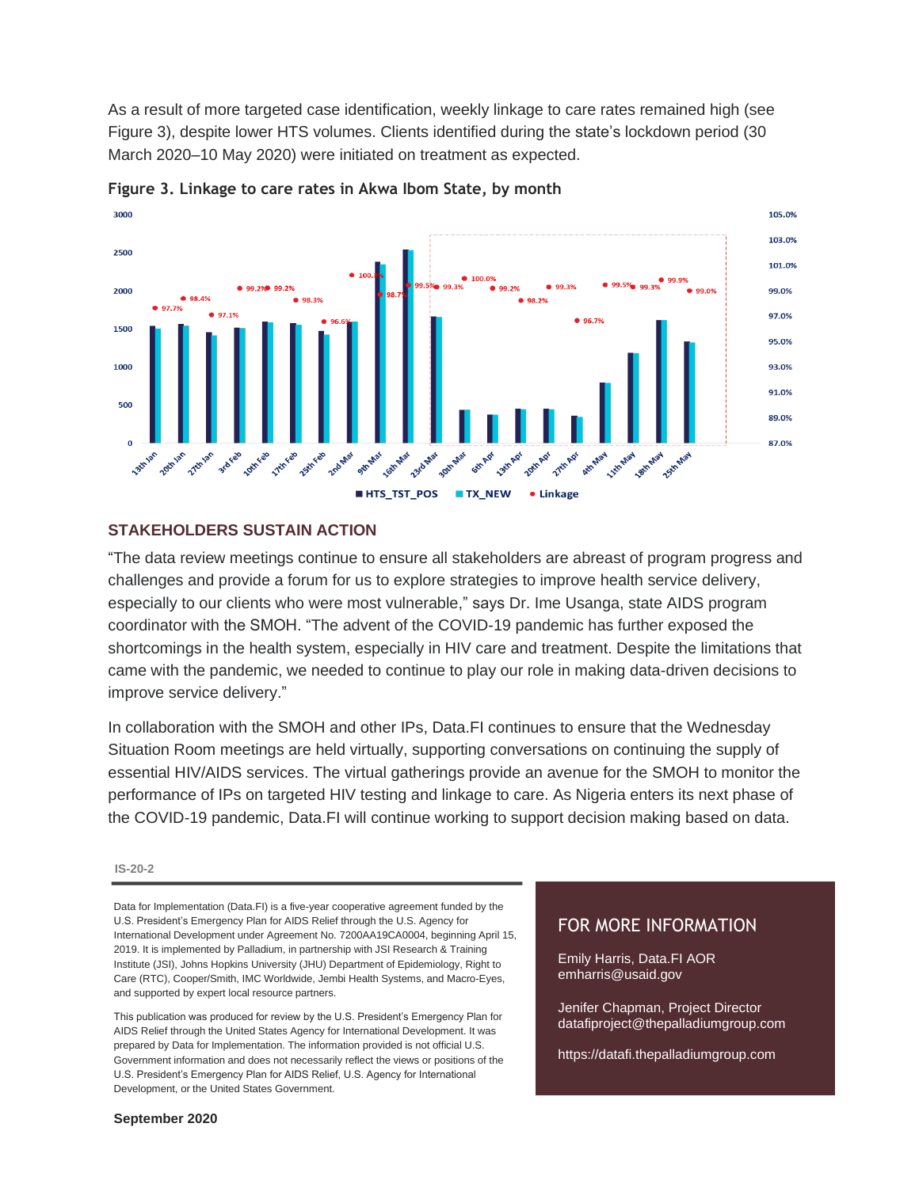As a result of more targeted case identification, weekly linkage to care rates remained high (see Figure 3), despite lower HTS volumes. Clients identified during the state's lockdown period (30 March 2020–10 May 2020) were initiated on treatment as expected.

**Figure 3. Linkage to care rates in Akwa Ibom State, by month**

3000
2500
2000
1500
1000
500
0

105.0%
103.0%
101.0%
99.0%
97.0%
95.0%
93.0%
91.0%
89.0%
87.0%

97.7%
98.4%
97.1%
99.2%
99.2%
98.3%
96.6%
100.3%
98.7%
99.5%
99.3%
100.0%
99.2%
98.2%
99.3%
96.7%
99.5%
99.3%
99.9%
99.0%

13th Jan
20th Jan
27th Jan
3rd Feb
10th Feb
17th Feb
25th Feb
2nd Mar
9th Mar
16th Mar
23rd Mar
30th Mar
6th Apr
13th Apr
20th Apr
27th Apr
4th May
11th May
18th May
25th May

HTS_TST_POS
TX_NEW
Linkage

## STAKEHOLDERS SUSTAIN ACTION

"The data review meetings continue to ensure all stakeholders are abreast of program progress and challenges and provide a forum for us to explore strategies to improve health service delivery, especially to our clients who were most vulnerable," says Dr. Ime Usanga, state AIDS program coordinator with the SMOH. "The advent of the COVID-19 pandemic has further exposed the shortcomings in the health system, especially in HIV care and treatment. Despite the limitations that came with the pandemic, we needed to continue to play our role in making data-driven decisions to improve service delivery."

In collaboration with the SMOH and other IPs, Data.FI continues to ensure that the Wednesday Situation Room meetings are held virtually, supporting conversations on continuing the supply of essential HIV/AIDS services. The virtual gatherings provide an avenue for the SMOH to monitor the performance of IPs on targeted HIV testing and linkage to care. As Nigeria enters its next phase of the COVID-19 pandemic, Data.FI will continue working to support decision making based on data.

IS-20-2

Data for Implementation (Data.FI) is a five-year cooperative agreement funded by the U.S. President's Emergency Plan for AIDS Relief through the U.S. Agency for International Development under Agreement No. 7200AA19CA0004, beginning April 15, 2019. It is implemented by Palladium, in partnership with JSI Research & Training Institute (JSI), Johns Hopkins University (JHU) Department of Epidemiology, Right to Care (RTC), Cooper/Smith, IMC Worldwide, Jembi Health Systems, and Macro-Eyes, and supported by expert local resource partners.

This publication was produced for review by the U.S. President's Emergency Plan for AIDS Relief through the United States Agency for International Development. It was prepared by Data for Implementation. The information provided is not official U.S. Government information and does not necessarily reflect the views or positions of the U.S. President's Emergency Plan for AIDS Relief, U.S. Agency for International Development, or the United States Government.

**September 2020**

## FOR MORE INFORMATION

Emily Harris, Data.FI AOR
emharris@usaid.gov

Jenifer Chapman, Project Director
datafiproject@thepalladiumgroup.com

https://datafi.thepalladiumgroup.com